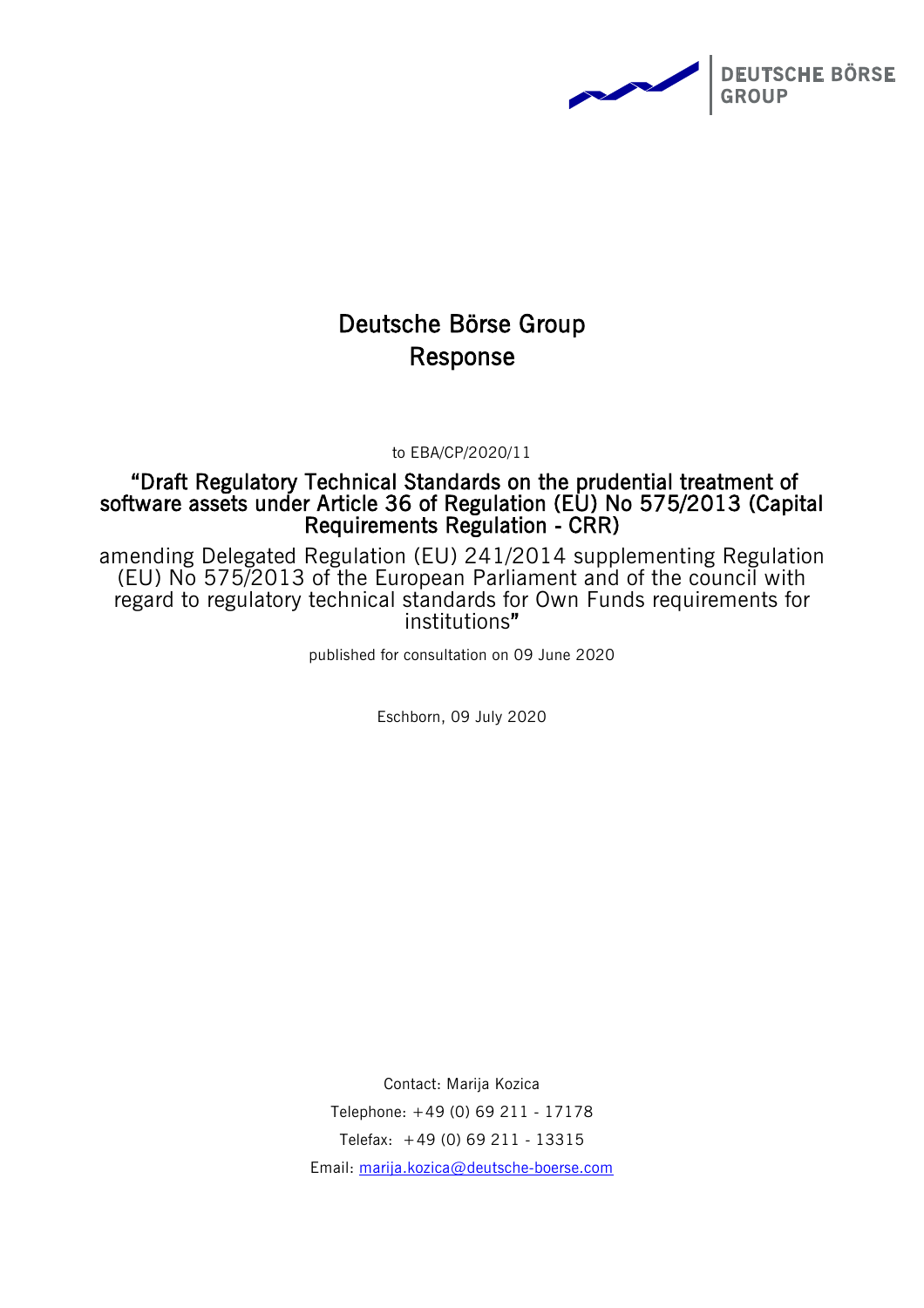# Deutsche Börse Group Response

to EBA/CP/2020/11

## "Draft Regulatory Technical Standards on the prudential treatment of software assets under Article 36 of Regulation (EU) No 575/2013 (Capital Requirements Regulation - CRR)

amending Delegated Regulation (EU) 241/2014 supplementing Regulation (EU) No 575/2013 of the European Parliament and of the council with regard to regulatory technical standards for Own Funds requirements for institutions"

published for consultation on 09 June 2020

Eschborn, 09 July 2020

Contact: Marija Kozica

Telephone: +49 (0) 69 211 - 17178

Telefax: +49 (0) 69 211 - 13315

Email: marija.kozica@deutsche-boerse.com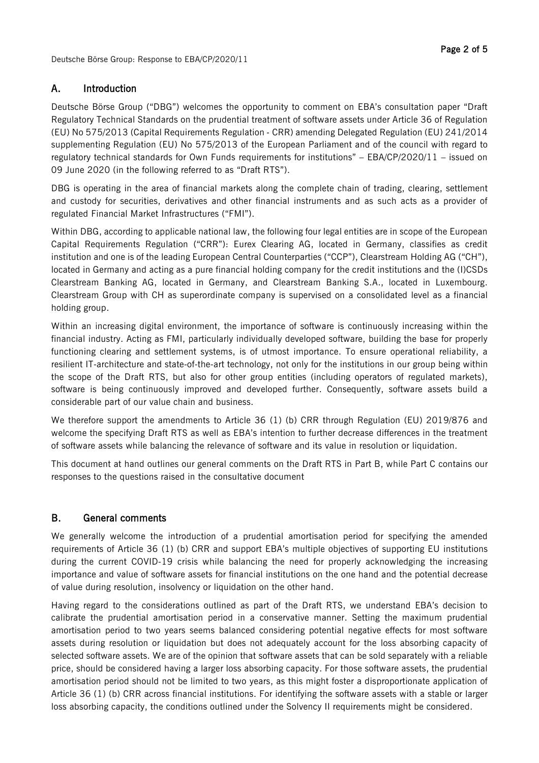## A. Introduction

Deutsche Börse Group ("DBG") welcomes the opportunity to comment on EBA's consultation paper "Draft Regulatory Technical Standards on the prudential treatment of software assets under Article 36 of Regulation (EU) No 575/2013 (Capital Requirements Regulation - CRR) amending Delegated Regulation (EU) 241/2014 supplementing Regulation (EU) No 575/2013 of the European Parliament and of the council with regard to regulatory technical standards for Own Funds requirements for institutions" – EBA/CP/2020/11 – issued on 09 June 2020 (in the following referred to as "Draft RTS").

DBG is operating in the area of financial markets along the complete chain of trading, clearing, settlement and custody for securities, derivatives and other financial instruments and as such acts as a provider of regulated Financial Market Infrastructures ("FMI").

Within DBG, according to applicable national law, the following four legal entities are in scope of the European Capital Requirements Regulation ("CRR"): Eurex Clearing AG, located in Germany, classifies as credit institution and one is of the leading European Central Counterparties ("CCP"), Clearstream Holding AG ("CH"), located in Germany and acting as a pure financial holding company for the credit institutions and the (I)CSDs Clearstream Banking AG, located in Germany, and Clearstream Banking S.A., located in Luxembourg. Clearstream Group with CH as superordinate company is supervised on a consolidated level as a financial holding group.

Within an increasing digital environment, the importance of software is continuously increasing within the financial industry. Acting as FMI, particularly individually developed software, building the base for properly functioning clearing and settlement systems, is of utmost importance. To ensure operational reliability, a resilient IT-architecture and state-of-the-art technology, not only for the institutions in our group being within the scope of the Draft RTS, but also for other group entities (including operators of regulated markets), software is being continuously improved and developed further. Consequently, software assets build a considerable part of our value chain and business.

We therefore support the amendments to Article 36 (1) (b) CRR through Regulation (EU) 2019/876 and welcome the specifying Draft RTS as well as EBA's intention to further decrease differences in the treatment of software assets while balancing the relevance of software and its value in resolution or liquidation.

This document at hand outlines our general comments on the Draft RTS in Part B, while Part C contains our responses to the questions raised in the consultative document

## B. General comments

We generally welcome the introduction of a prudential amortisation period for specifying the amended requirements of Article 36 (1) (b) CRR and support EBA's multiple objectives of supporting EU institutions during the current COVID-19 crisis while balancing the need for properly acknowledging the increasing importance and value of software assets for financial institutions on the one hand and the potential decrease of value during resolution, insolvency or liquidation on the other hand.

Having regard to the considerations outlined as part of the Draft RTS, we understand EBA's decision to calibrate the prudential amortisation period in a conservative manner. Setting the maximum prudential amortisation period to two years seems balanced considering potential negative effects for most software assets during resolution or liquidation but does not adequately account for the loss absorbing capacity of selected software assets. We are of the opinion that software assets that can be sold separately with a reliable price, should be considered having a larger loss absorbing capacity. For those software assets, the prudential amortisation period should not be limited to two years, as this might foster a disproportionate application of Article 36 (1) (b) CRR across financial institutions. For identifying the software assets with a stable or larger loss absorbing capacity, the conditions outlined under the Solvency II requirements might be considered.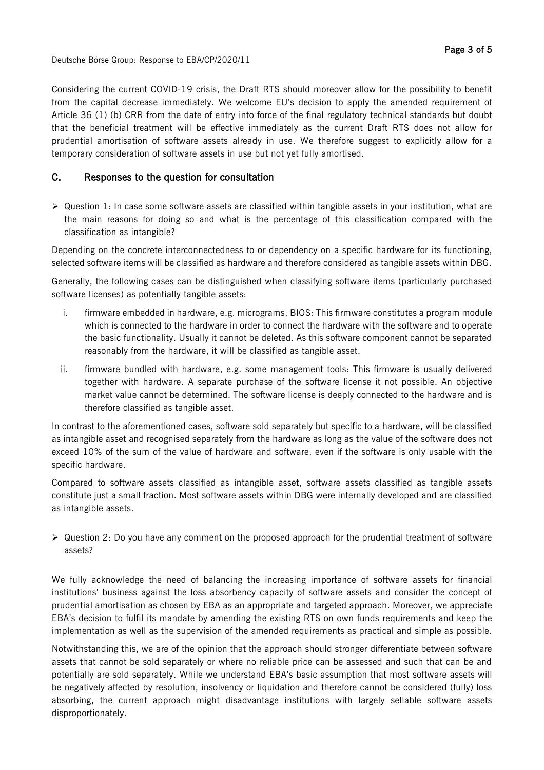Considering the current COVID-19 crisis, the Draft RTS should moreover allow for the possibility to benefit from the capital decrease immediately. We welcome EU's decision to apply the amended requirement of Article 36 (1) (b) CRR from the date of entry into force of the final regulatory technical standards but doubt that the beneficial treatment will be effective immediately as the current Draft RTS does not allow for prudential amortisation of software assets already in use. We therefore suggest to explicitly allow for a temporary consideration of software assets in use but not yet fully amortised.

## C. Responses to the question for consultation

- Question 1: In case some software assets are classified within tangible assets in your institution, what are the main reasons for doing so and what is the percentage of this classification compared with the classification as intangible?

Depending on the concrete interconnectedness to or dependency on a specific hardware for its functioning, selected software items will be classified as hardware and therefore considered as tangible assets within DBG.

Generally, the following cases can be distinguished when classifying software items (particularly purchased software licenses) as potentially tangible assets:

i. firmware embedded in hardware, e.g. micrograms, BIOS: This firmware constitutes a program module which is connected to the hardware in order to connect the hardware with the software and to operate the basic functionality. Usually it cannot be deleted. As this software component cannot be separated reasonably from the hardware, it will be classified as tangible asset.

ii. firmware bundled with hardware, e.g. some management tools: This firmware is usually delivered together with hardware. A separate purchase of the software license it not possible. An objective market value cannot be determined. The software license is deeply connected to the hardware and is therefore classified as tangible asset.

In contrast to the aforementioned cases, software sold separately but specific to a hardware, will be classified as intangible asset and recognised separately from the hardware as long as the value of the software does not exceed 10% of the sum of the value of hardware and software, even if the software is only usable with the specific hardware.

Compared to software assets classified as intangible asset, software assets classified as tangible assets constitute just a small fraction. Most software assets within DBG were internally developed and are classified as intangible assets.

- Question 2: Do you have any comment on the proposed approach for the prudential treatment of software assets?

We fully acknowledge the need of balancing the increasing importance of software assets for financial institutions' business against the loss absorbency capacity of software assets and consider the concept of prudential amortisation as chosen by EBA as an appropriate and targeted approach. Moreover, we appreciate EBA's decision to fulfil its mandate by amending the existing RTS on own funds requirements and keep the implementation as well as the supervision of the amended requirements as practical and simple as possible.

Notwithstanding this, we are of the opinion that the approach should stronger differentiate between software assets that cannot be sold separately or where no reliable price can be assessed and such that can be and potentially are sold separately. While we understand EBA's basic assumption that most software assets will be negatively affected by resolution, insolvency or liquidation and therefore cannot be considered (fully) loss absorbing, the current approach might disadvantage institutions with largely sellable software assets disproportionately.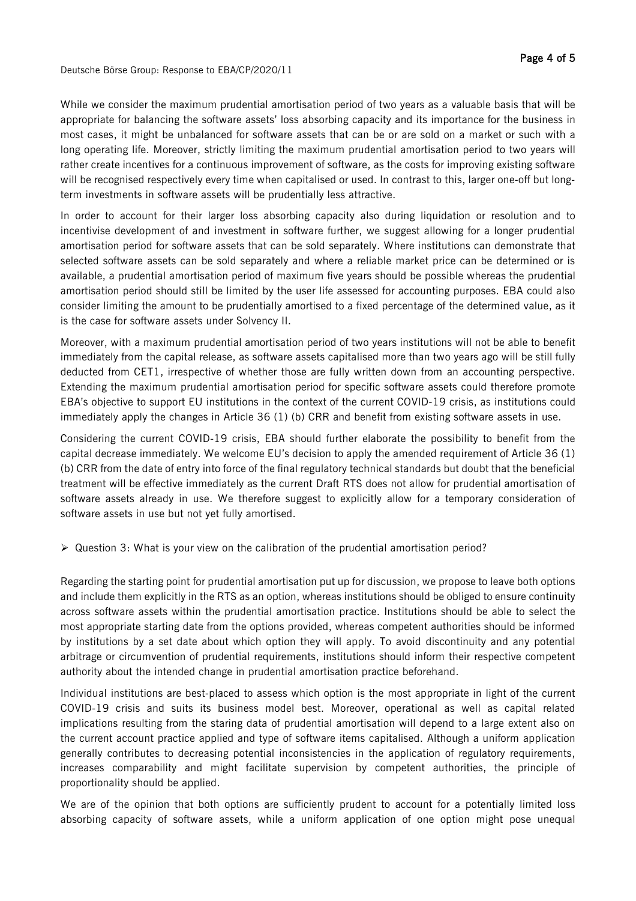While we consider the maximum prudential amortisation period of two years as a valuable basis that will be appropriate for balancing the software assets' loss absorbing capacity and its importance for the business in most cases, it might be unbalanced for software assets that can be or are sold on a market or such with a long operating life. Moreover, strictly limiting the maximum prudential amortisation period to two years will rather create incentives for a continuous improvement of software, as the costs for improving existing software will be recognised respectively every time when capitalised or used. In contrast to this, larger one-off but long-term investments in software assets will be prudentially less attractive.

In order to account for their larger loss absorbing capacity also during liquidation or resolution and to incentivise development of and investment in software further, we suggest allowing for a longer prudential amortisation period for software assets that can be sold separately. Where institutions can demonstrate that selected software assets can be sold separately and where a reliable market price can be determined or is available, a prudential amortisation period of maximum five years should be possible whereas the prudential amortisation period should still be limited by the user life assessed for accounting purposes. EBA could also consider limiting the amount to be prudentially amortised to a fixed percentage of the determined value, as it is the case for software assets under Solvency II.

Moreover, with a maximum prudential amortisation period of two years institutions will not be able to benefit immediately from the capital release, as software assets capitalised more than two years ago will be still fully deducted from CET1, irrespective of whether those are fully written down from an accounting perspective. Extending the maximum prudential amortisation period for specific software assets could therefore promote EBA's objective to support EU institutions in the context of the current COVID-19 crisis, as institutions could immediately apply the changes in Article 36 (1) (b) CRR and benefit from existing software assets in use.

Considering the current COVID-19 crisis, EBA should further elaborate the possibility to benefit from the capital decrease immediately. We welcome EU's decision to apply the amended requirement of Article 36 (1) (b) CRR from the date of entry into force of the final regulatory technical standards but doubt that the beneficial treatment will be effective immediately as the current Draft RTS does not allow for prudential amortisation of software assets already in use. We therefore suggest to explicitly allow for a temporary consideration of software assets in use but not yet fully amortised.

- Question 3: What is your view on the calibration of the prudential amortisation period?

Regarding the starting point for prudential amortisation put up for discussion, we propose to leave both options and include them explicitly in the RTS as an option, whereas institutions should be obliged to ensure continuity across software assets within the prudential amortisation practice. Institutions should be able to select the most appropriate starting date from the options provided, whereas competent authorities should be informed by institutions by a set date about which option they will apply. To avoid discontinuity and any potential arbitrage or circumvention of prudential requirements, institutions should inform their respective competent authority about the intended change in prudential amortisation practice beforehand.

Individual institutions are best-placed to assess which option is the most appropriate in light of the current COVID-19 crisis and suits its business model best. Moreover, operational as well as capital related implications resulting from the staring data of prudential amortisation will depend to a large extent also on the current account practice applied and type of software items capitalised. Although a uniform application generally contributes to decreasing potential inconsistencies in the application of regulatory requirements, increases comparability and might facilitate supervision by competent authorities, the principle of proportionality should be applied.

We are of the opinion that both options are sufficiently prudent to account for a potentially limited loss absorbing capacity of software assets, while a uniform application of one option might pose unequal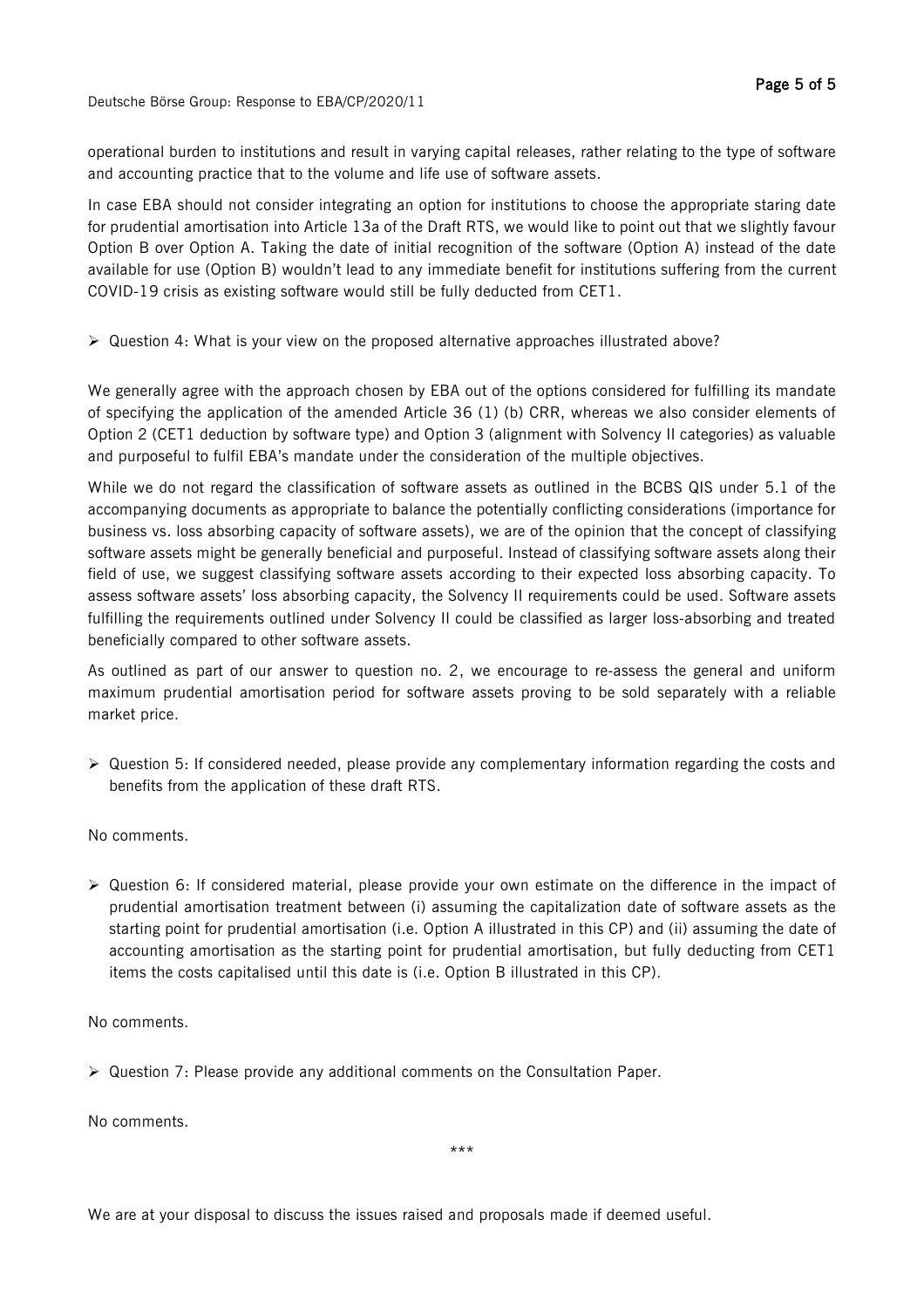operational burden to institutions and result in varying capital releases, rather relating to the type of software and accounting practice that to the volume and life use of software assets.

In case EBA should not consider integrating an option for institutions to choose the appropriate staring date for prudential amortisation into Article 13a of the Draft RTS, we would like to point out that we slightly favour Option B over Option A. Taking the date of initial recognition of the software (Option A) instead of the date available for use (Option B) wouldn't lead to any immediate benefit for institutions suffering from the current COVID-19 crisis as existing software would still be fully deducted from CET1.

- Question 4: What is your view on the proposed alternative approaches illustrated above?

We generally agree with the approach chosen by EBA out of the options considered for fulfilling its mandate of specifying the application of the amended Article 36 (1) (b) CRR, whereas we also consider elements of Option 2 (CET1 deduction by software type) and Option 3 (alignment with Solvency II categories) as valuable and purposeful to fulfil EBA's mandate under the consideration of the multiple objectives.

While we do not regard the classification of software assets as outlined in the BCBS QIS under 5.1 of the accompanying documents as appropriate to balance the potentially conflicting considerations (importance for business vs. loss absorbing capacity of software assets), we are of the opinion that the concept of classifying software assets might be generally beneficial and purposeful. Instead of classifying software assets along their field of use, we suggest classifying software assets according to their expected loss absorbing capacity. To assess software assets' loss absorbing capacity, the Solvency II requirements could be used. Software assets fulfilling the requirements outlined under Solvency II could be classified as larger loss-absorbing and treated beneficially compared to other software assets.

As outlined as part of our answer to question no. 2, we encourage to re-assess the general and uniform maximum prudential amortisation period for software assets proving to be sold separately with a reliable market price.

- Question 5: If considered needed, please provide any complementary information regarding the costs and benefits from the application of these draft RTS.

No comments.

- Question 6: If considered material, please provide your own estimate on the difference in the impact of prudential amortisation treatment between (i) assuming the capitalization date of software assets as the starting point for prudential amortisation (i.e. Option A illustrated in this CP) and (ii) assuming the date of accounting amortisation as the starting point for prudential amortisation, but fully deducting from CET1 items the costs capitalised until this date is (i.e. Option B illustrated in this CP).

No comments.

- Question 7: Please provide any additional comments on the Consultation Paper.

No comments.

***

We are at your disposal to discuss the issues raised and proposals made if deemed useful.